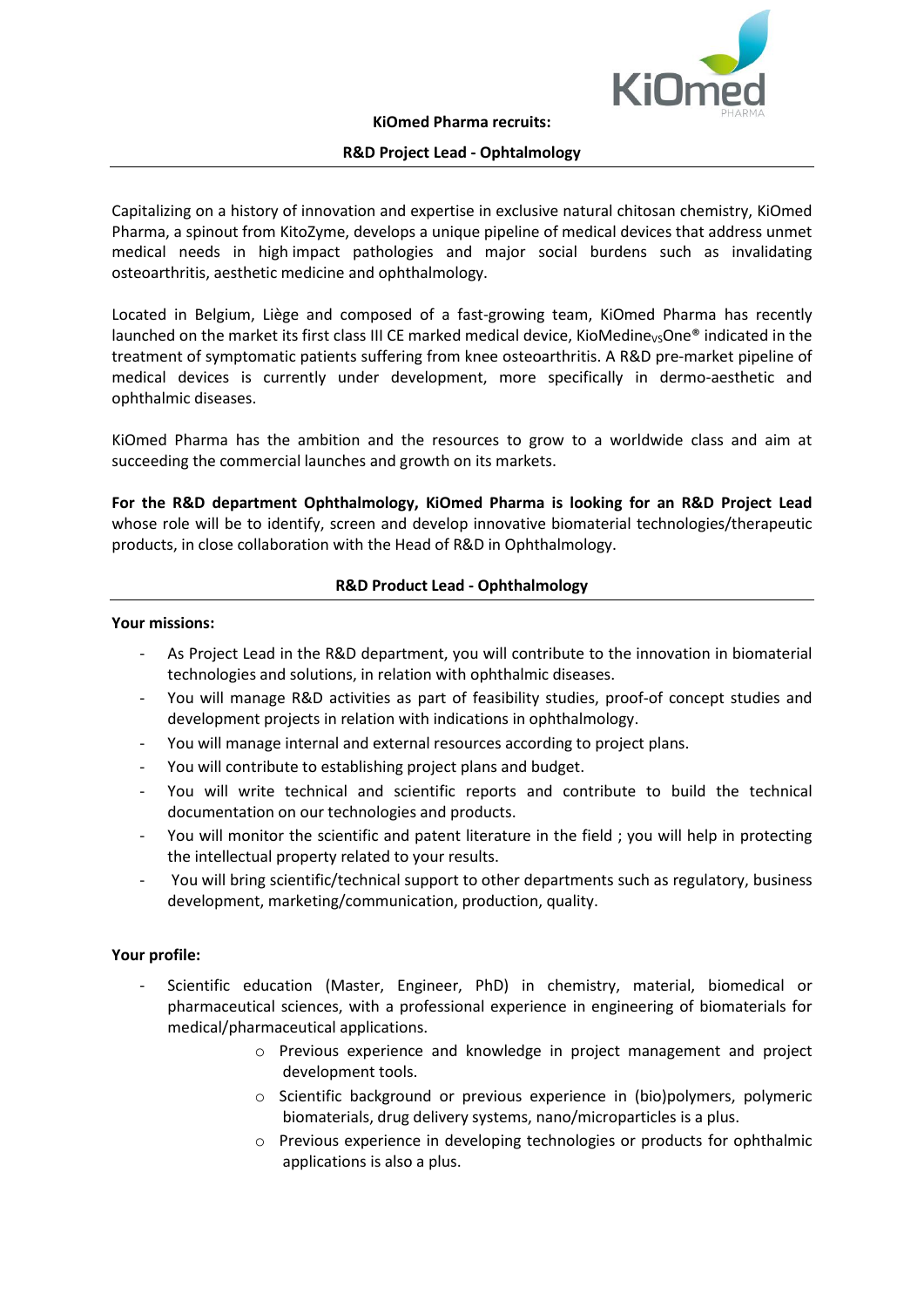**KiOmed Pharma recruits:**

## R&D Project Lead - Ophtalmology

Capitalizing on a history of innovation and expertise in exclusive natural chitosan chemistry, KiOmed Pharma, a spinout from KitoZyme, develops a unique pipeline of medical devices that address unmet medical needs in high impact pathologies and major social burdens such as invalidating osteoarthritis, aesthetic medicine and ophthalmology.

Located in Belgium, Liège and composed of a fast-growing team, KiOmed Pharma has recently launched on the market its first class III CE marked medical device, KioMedine$_{VS}$One® indicated in the treatment of symptomatic patients suffering from knee osteoarthritis. A R&D pre-market pipeline of medical devices is currently under development, more specifically in dermo-aesthetic and ophthalmic diseases.

KiOmed Pharma has the ambition and the resources to grow to a worldwide class and aim at succeeding the commercial launches and growth on its markets.

**For the R&D department Ophthalmology, KiOmed Pharma is looking for an R&D Project Lead** whose role will be to identify, screen and develop innovative biomaterial technologies/therapeutic products, in close collaboration with the Head of R&D in Ophthalmology.

## R&D Product Lead - Ophthalmology

**Your missions:**

- As Project Lead in the R&D department, you will contribute to the innovation in biomaterial technologies and solutions, in relation with ophthalmic diseases.
- You will manage R&D activities as part of feasibility studies, proof-of concept studies and development projects in relation with indications in ophthalmology.
- You will manage internal and external resources according to project plans.
- You will contribute to establishing project plans and budget.
- You will write technical and scientific reports and contribute to build the technical documentation on our technologies and products.
- You will monitor the scientific and patent literature in the field ; you will help in protecting the intellectual property related to your results.
- You will bring scientific/technical support to other departments such as regulatory, business development, marketing/communication, production, quality.

**Your profile:**

- Scientific education (Master, Engineer, PhD) in chemistry, material, biomedical or pharmaceutical sciences, with a professional experience in engineering of biomaterials for medical/pharmaceutical applications.
  - Previous experience and knowledge in project management and project development tools.
  - Scientific background or previous experience in (bio)polymers, polymeric biomaterials, drug delivery systems, nano/microparticles is a plus.
  - Previous experience in developing technologies or products for ophthalmic applications is also a plus.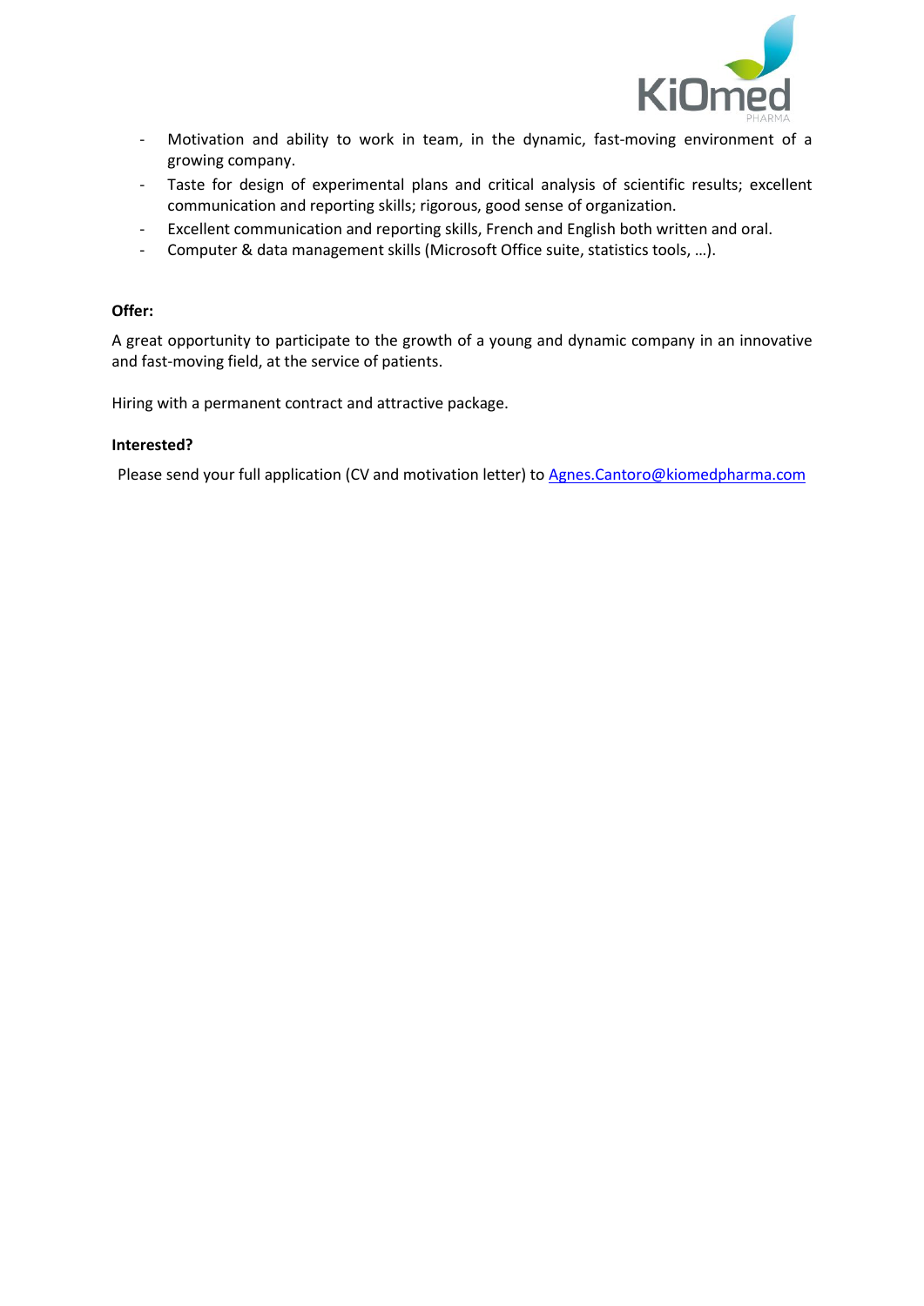- Motivation and ability to work in team, in the dynamic, fast-moving environment of a growing company.
- Taste for design of experimental plans and critical analysis of scientific results; excellent communication and reporting skills; rigorous, good sense of organization.
- Excellent communication and reporting skills, French and English both written and oral.
- Computer & data management skills (Microsoft Office suite, statistics tools, …).

**Offer:**

A great opportunity to participate to the growth of a young and dynamic company in an innovative and fast-moving field, at the service of patients.

Hiring with a permanent contract and attractive package.

**Interested?**

Please send your full application (CV and motivation letter) to Agnes.Cantoro@kiomedpharma.com